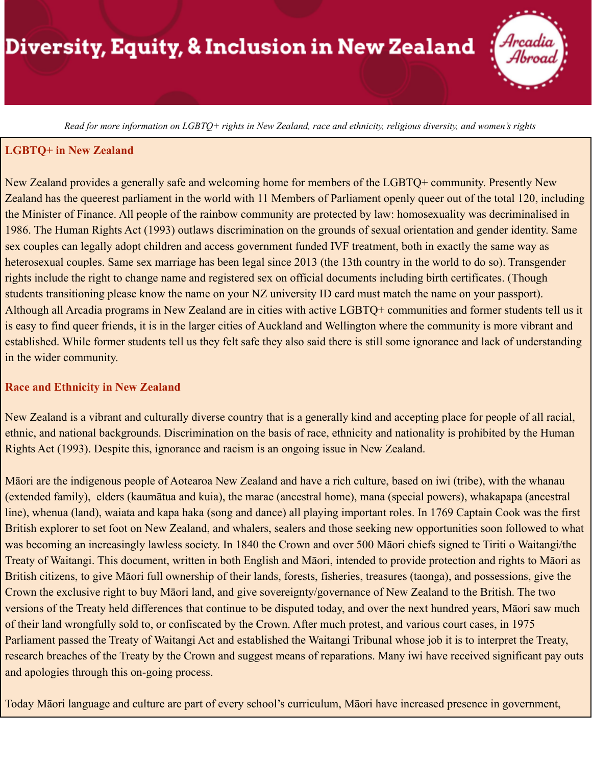# Diversity, Equity, & Inclusion in New Zealand

*Read for more information on LGBTQ+ rights in New Zealand, race and ethnicity, religious diversity, and women's rights*

## LGBTQ+ in New Zealand

New Zealand provides a generally safe and welcoming home for members of the LGBTQ+ community. Presently New Zealand has the queerest parliament in the world with 11 Members of Parliament openly queer out of the total 120, including the Minister of Finance. All people of the rainbow community are protected by law: homosexuality was decriminalised in 1986. The Human Rights Act (1993) outlaws discrimination on the grounds of sexual orientation and gender identity. Same sex couples can legally adopt children and access government funded IVF treatment, both in exactly the same way as heterosexual couples. Same sex marriage has been legal since 2013 (the 13th country in the world to do so). Transgender rights include the right to change name and registered sex on official documents including birth certificates. (Though students transitioning please know the name on your NZ university ID card must match the name on your passport). Although all Arcadia programs in New Zealand are in cities with active LGBTQ+ communities and former students tell us it is easy to find queer friends, it is in the larger cities of Auckland and Wellington where the community is more vibrant and established. While former students tell us they felt safe they also said there is still some ignorance and lack of understanding in the wider community.

## Race and Ethnicity in New Zealand

New Zealand is a vibrant and culturally diverse country that is a generally kind and accepting place for people of all racial, ethnic, and national backgrounds. Discrimination on the basis of race, ethnicity and nationality is prohibited by the Human Rights Act (1993). Despite this, ignorance and racism is an ongoing issue in New Zealand.

Māori are the indigenous people of Aotearoa New Zealand and have a rich culture, based on iwi (tribe), with the whanau (extended family), elders (kaumātua and kuia), the marae (ancestral home), mana (special powers), whakapapa (ancestral line), whenua (land), waiata and kapa haka (song and dance) all playing important roles. In 1769 Captain Cook was the first British explorer to set foot on New Zealand, and whalers, sealers and those seeking new opportunities soon followed to what was becoming an increasingly lawless society. In 1840 the Crown and over 500 Māori chiefs signed te Tiriti o Waitangi/the Treaty of Waitangi. This document, written in both English and Māori, intended to provide protection and rights to Māori as British citizens, to give Māori full ownership of their lands, forests, fisheries, treasures (taonga), and possessions, give the Crown the exclusive right to buy Māori land, and give sovereignty/governance of New Zealand to the British. The two versions of the Treaty held differences that continue to be disputed today, and over the next hundred years, Māori saw much of their land wrongfully sold to, or confiscated by the Crown. After much protest, and various court cases, in 1975 Parliament passed the Treaty of Waitangi Act and established the Waitangi Tribunal whose job it is to interpret the Treaty, research breaches of the Treaty by the Crown and suggest means of reparations. Many iwi have received significant pay outs and apologies through this on-going process.

Today Māori language and culture are part of every school's curriculum, Māori have increased presence in government,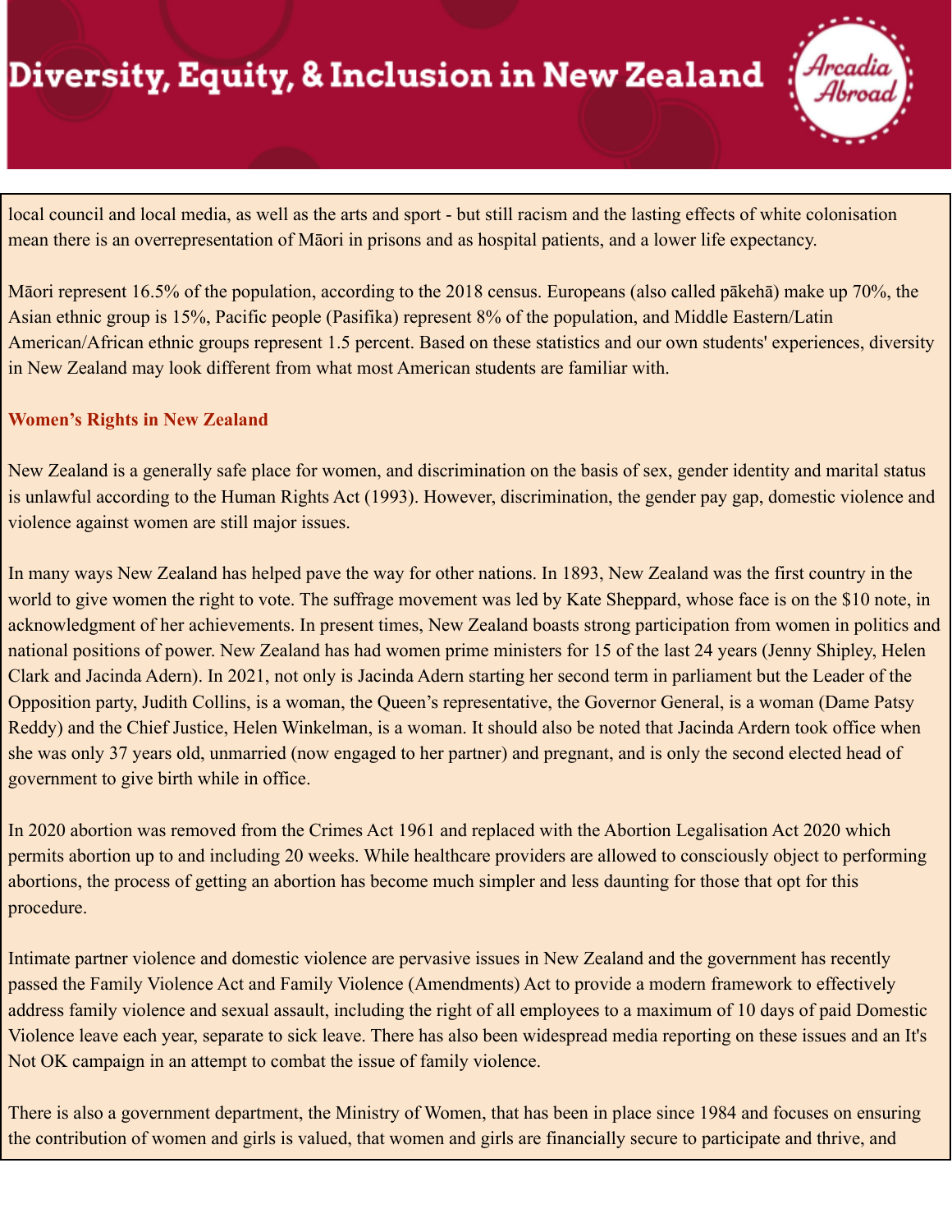local council and local media, as well as the arts and sport - but still racism and the lasting effects of white colonisation mean there is an overrepresentation of Māori in prisons and as hospital patients, and a lower life expectancy.

Māori represent 16.5% of the population, according to the 2018 census. Europeans (also called pākehā) make up 70%, the Asian ethnic group is 15%, Pacific people (Pasifika) represent 8% of the population, and Middle Eastern/Latin American/African ethnic groups represent 1.5 percent. Based on these statistics and our own students' experiences, diversity in New Zealand may look different from what most American students are familiar with.

### Women's Rights in New Zealand

New Zealand is a generally safe place for women, and discrimination on the basis of sex, gender identity and marital status is unlawful according to the Human Rights Act (1993). However, discrimination, the gender pay gap, domestic violence and violence against women are still major issues.

In many ways New Zealand has helped pave the way for other nations. In 1893, New Zealand was the first country in the world to give women the right to vote. The suffrage movement was led by Kate Sheppard, whose face is on the $10 note, in acknowledgment of her achievements. In present times, New Zealand boasts strong participation from women in politics and national positions of power. New Zealand has had women prime ministers for 15 of the last 24 years (Jenny Shipley, Helen Clark and Jacinda Adern). In 2021, not only is Jacinda Adern starting her second term in parliament but the Leader of the Opposition party, Judith Collins, is a woman, the Queen's representative, the Governor General, is a woman (Dame Patsy Reddy) and the Chief Justice, Helen Winkelman, is a woman. It should also be noted that Jacinda Ardern took office when she was only 37 years old, unmarried (now engaged to her partner) and pregnant, and is only the second elected head of government to give birth while in office.

In 2020 abortion was removed from the Crimes Act 1961 and replaced with the Abortion Legalisation Act 2020 which permits abortion up to and including 20 weeks. While healthcare providers are allowed to consciously object to performing abortions, the process of getting an abortion has become much simpler and less daunting for those that opt for this procedure.

Intimate partner violence and domestic violence are pervasive issues in New Zealand and the government has recently passed the Family Violence Act and Family Violence (Amendments) Act to provide a modern framework to effectively address family violence and sexual assault, including the right of all employees to a maximum of 10 days of paid Domestic Violence leave each year, separate to sick leave. There has also been widespread media reporting on these issues and an It's Not OK campaign in an attempt to combat the issue of family violence.

There is also a government department, the Ministry of Women, that has been in place since 1984 and focuses on ensuring the contribution of women and girls is valued, that women and girls are financially secure to participate and thrive, and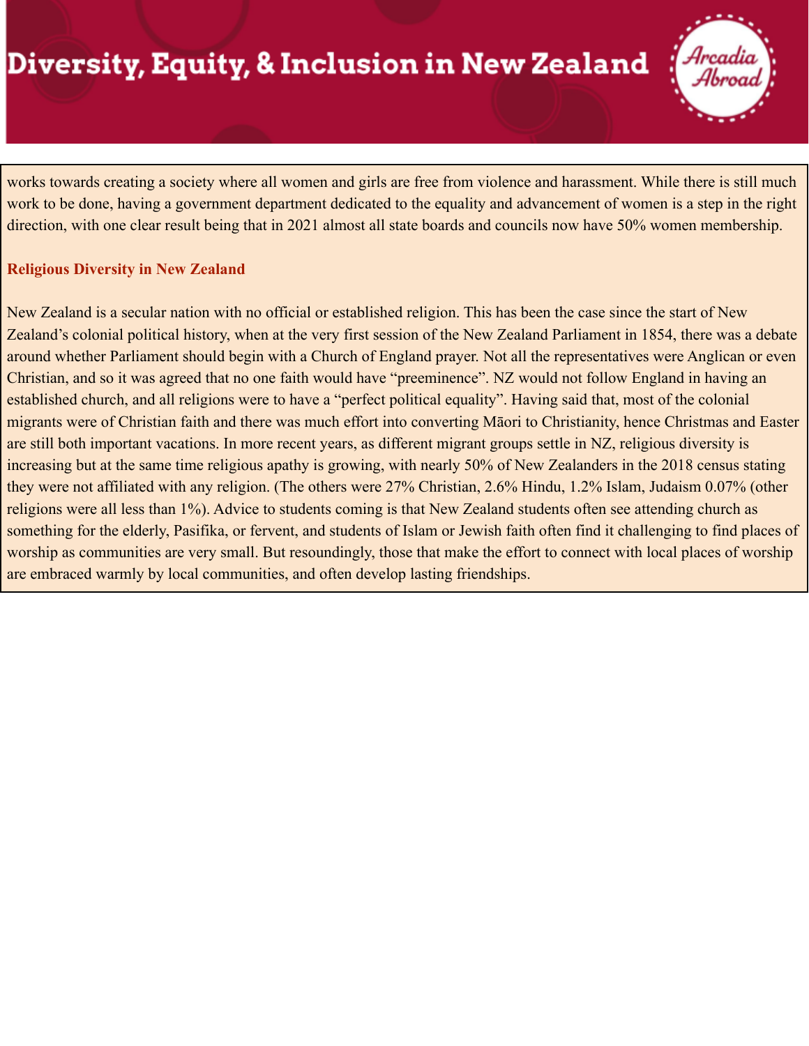works towards creating a society where all women and girls are free from violence and harassment. While there is still much work to be done, having a government department dedicated to the equality and advancement of women is a step in the right direction, with one clear result being that in 2021 almost all state boards and councils now have 50% women membership.

## Religious Diversity in New Zealand

New Zealand is a secular nation with no official or established religion. This has been the case since the start of New Zealand's colonial political history, when at the very first session of the New Zealand Parliament in 1854, there was a debate around whether Parliament should begin with a Church of England prayer. Not all the representatives were Anglican or even Christian, and so it was agreed that no one faith would have "preeminence". NZ would not follow England in having an established church, and all religions were to have a "perfect political equality". Having said that, most of the colonial migrants were of Christian faith and there was much effort into converting Māori to Christianity, hence Christmas and Easter are still both important vacations. In more recent years, as different migrant groups settle in NZ, religious diversity is increasing but at the same time religious apathy is growing, with nearly 50% of New Zealanders in the 2018 census stating they were not affiliated with any religion. (The others were 27% Christian, 2.6% Hindu, 1.2% Islam, Judaism 0.07% (other religions were all less than 1%). Advice to students coming is that New Zealand students often see attending church as something for the elderly, Pasifika, or fervent, and students of Islam or Jewish faith often find it challenging to find places of worship as communities are very small. But resoundingly, those that make the effort to connect with local places of worship are embraced warmly by local communities, and often develop lasting friendships.